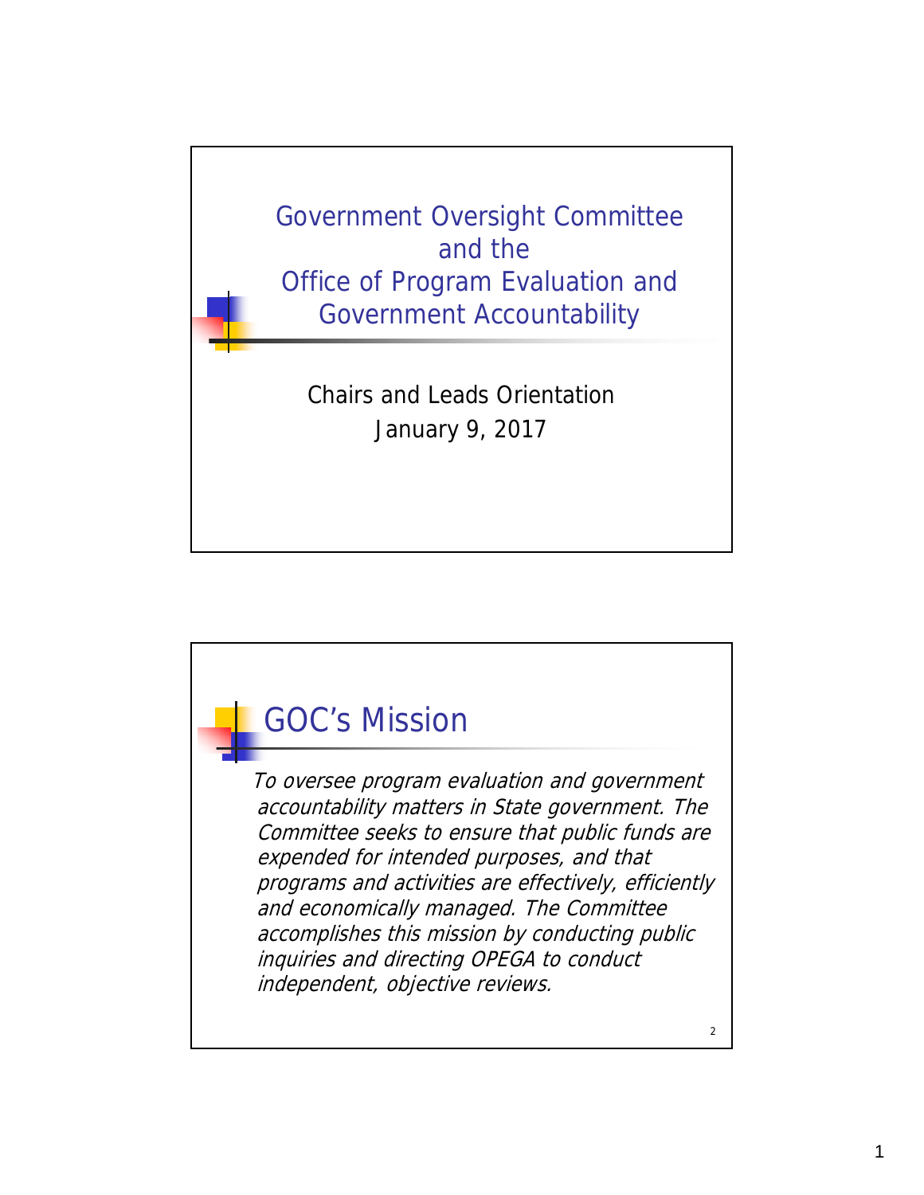# Government Oversight Committee and the Office of Program Evaluation and Government Accountability

Chairs and Leads Orientation

January 9, 2017

## GOC's Mission

*To oversee program evaluation and government accountability matters in State government. The Committee seeks to ensure that public funds are expended for intended purposes, and that programs and activities are effectively, efficiently and economically managed. The Committee accomplishes this mission by conducting public inquiries and directing OPEGA to conduct independent, objective reviews.*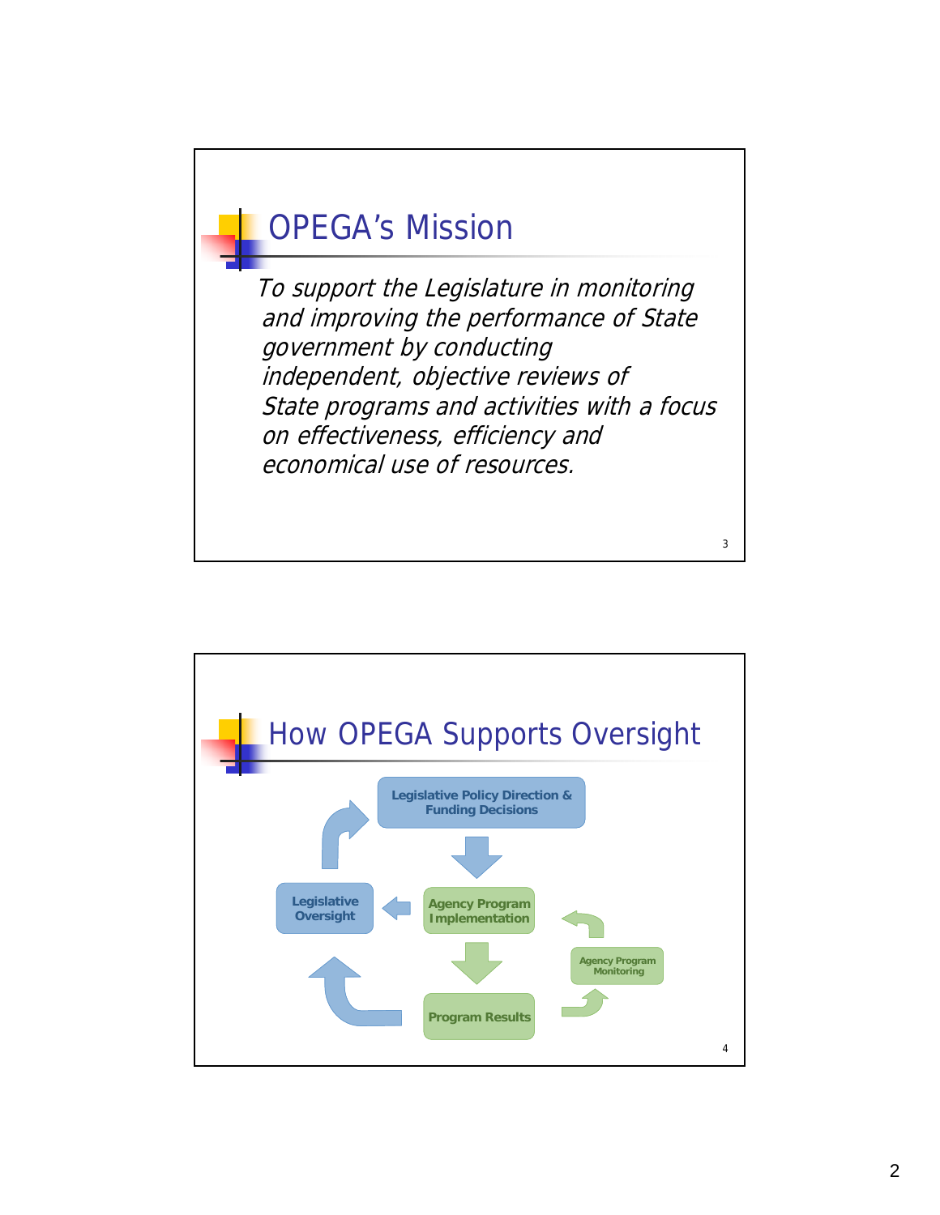## OPEGA's Mission

*To support the Legislature in monitoring and improving the performance of State government by conducting independent, objective reviews of State programs and activities with a focus on effectiveness, efficiency and economical use of resources.*

## How OPEGA Supports Oversight

- Legislative Policy Direction & Funding Decisions
- Agency Program Implementation
- Program Results
- Agency Program Monitoring
- Legislative Oversight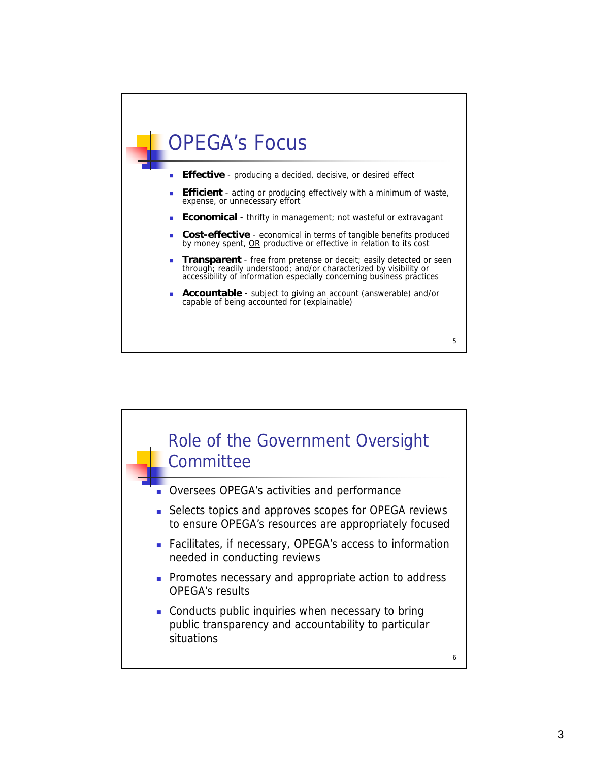## OPEGA's Focus

- **Effective** - producing a decided, decisive, or desired effect
- **Efficient** - acting or producing effectively with a minimum of waste, expense, or unnecessary effort
- **Economical** - thrifty in management; not wasteful or extravagant
- **Cost-effective** - economical in terms of tangible benefits produced by money spent, <u>OR</u> productive or effective in relation to its cost
- **Transparent** - free from pretense or deceit; easily detected or seen through; readily understood; and/or characterized by visibility or accessibility of information especially concerning business practices
- **Accountable** - subject to giving an account (answerable) and/or capable of being accounted for (explainable)

## Role of the Government Oversight Committee

- Oversees OPEGA's activities and performance
- Selects topics and approves scopes for OPEGA reviews to ensure OPEGA's resources are appropriately focused
- Facilitates, if necessary, OPEGA's access to information needed in conducting reviews
- Promotes necessary and appropriate action to address OPEGA's results
- Conducts public inquiries when necessary to bring public transparency and accountability to particular situations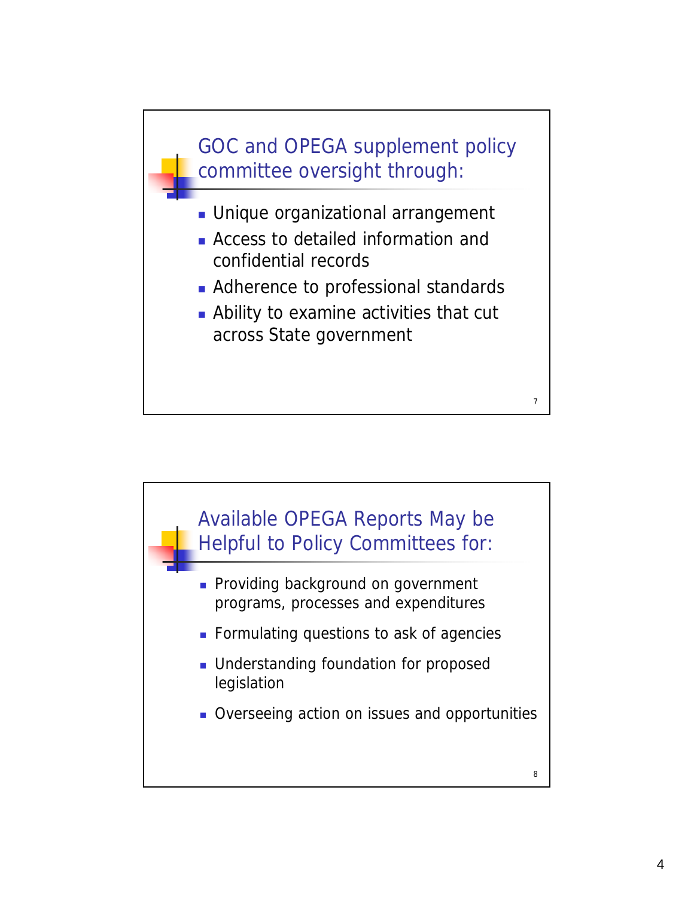## GOC and OPEGA supplement policy committee oversight through:

- Unique organizational arrangement
- Access to detailed information and confidential records
- Adherence to professional standards
- Ability to examine activities that cut across State government

## Available OPEGA Reports May be Helpful to Policy Committees for:

- Providing background on government programs, processes and expenditures
- Formulating questions to ask of agencies
- Understanding foundation for proposed legislation
- Overseeing action on issues and opportunities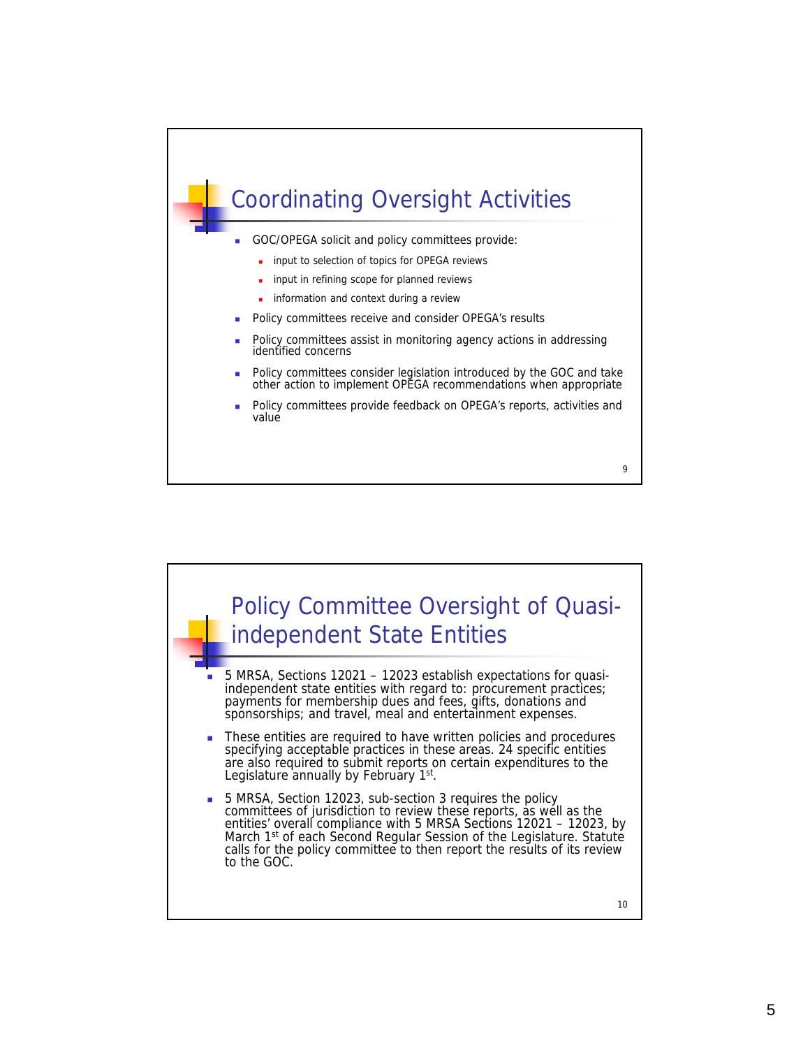## Coordinating Oversight Activities

- GOC/OPEGA solicit and policy committees provide:
  - input to selection of topics for OPEGA reviews
  - input in refining scope for planned reviews
  - information and context during a review
- Policy committees receive and consider OPEGA's results
- Policy committees assist in monitoring agency actions in addressing identified concerns
- Policy committees consider legislation introduced by the GOC and take other action to implement OPEGA recommendations when appropriate
- Policy committees provide feedback on OPEGA's reports, activities and value

## Policy Committee Oversight of Quasi-independent State Entities

- 5 MRSA, Sections 12021 – 12023 establish expectations for quasi-independent state entities with regard to: procurement practices; payments for membership dues and fees, gifts, donations and sponsorships; and travel, meal and entertainment expenses.
- These entities are required to have written policies and procedures specifying acceptable practices in these areas. 24 specific entities are also required to submit reports on certain expenditures to the Legislature annually by February 1st.
- 5 MRSA, Section 12023, sub-section 3 requires the policy committees of jurisdiction to review these reports, as well as the entities' overall compliance with 5 MRSA Sections 12021 – 12023, by March 1st of each Second Regular Session of the Legislature. Statute calls for the policy committee to then report the results of its review to the GOC.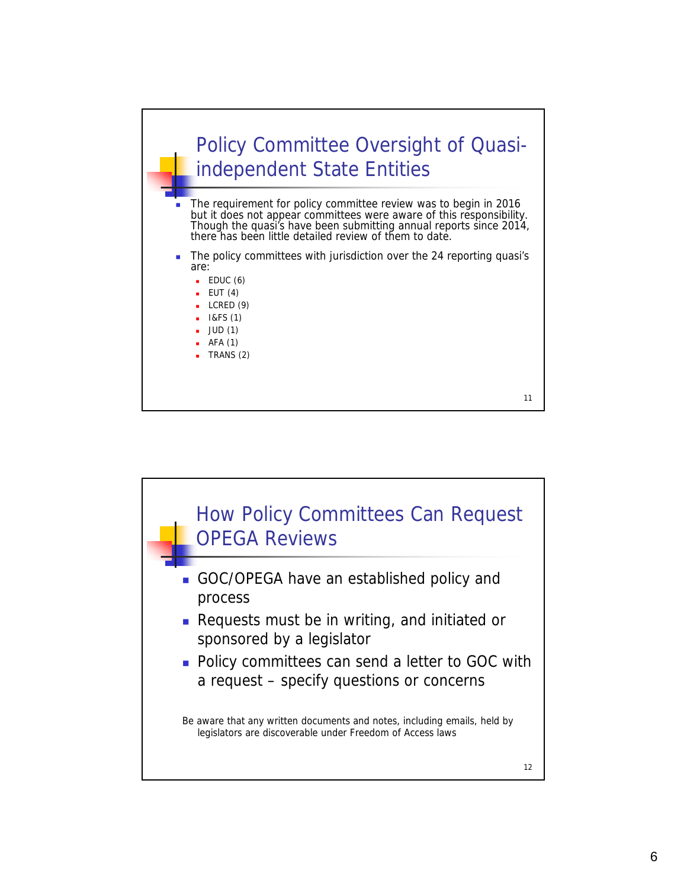## Policy Committee Oversight of Quasi-independent State Entities

- The requirement for policy committee review was to begin in 2016 but it does not appear committees were aware of this responsibility. Though the quasi's have been submitting annual reports since 2014, there has been little detailed review of them to date.
- The policy committees with jurisdiction over the 24 reporting quasi's are:
  - EDUC (6)
  - EUT (4)
  - LCRED (9)
  - I&FS (1)
  - JUD (1)
  - AFA (1)
  - TRANS (2)

## How Policy Committees Can Request OPEGA Reviews

- GOC/OPEGA have an established policy and process
- Requests must be in writing, and initiated or sponsored by a legislator
- Policy committees can send a letter to GOC with a request – specify questions or concerns

Be aware that any written documents and notes, including emails, held by legislators are discoverable under Freedom of Access laws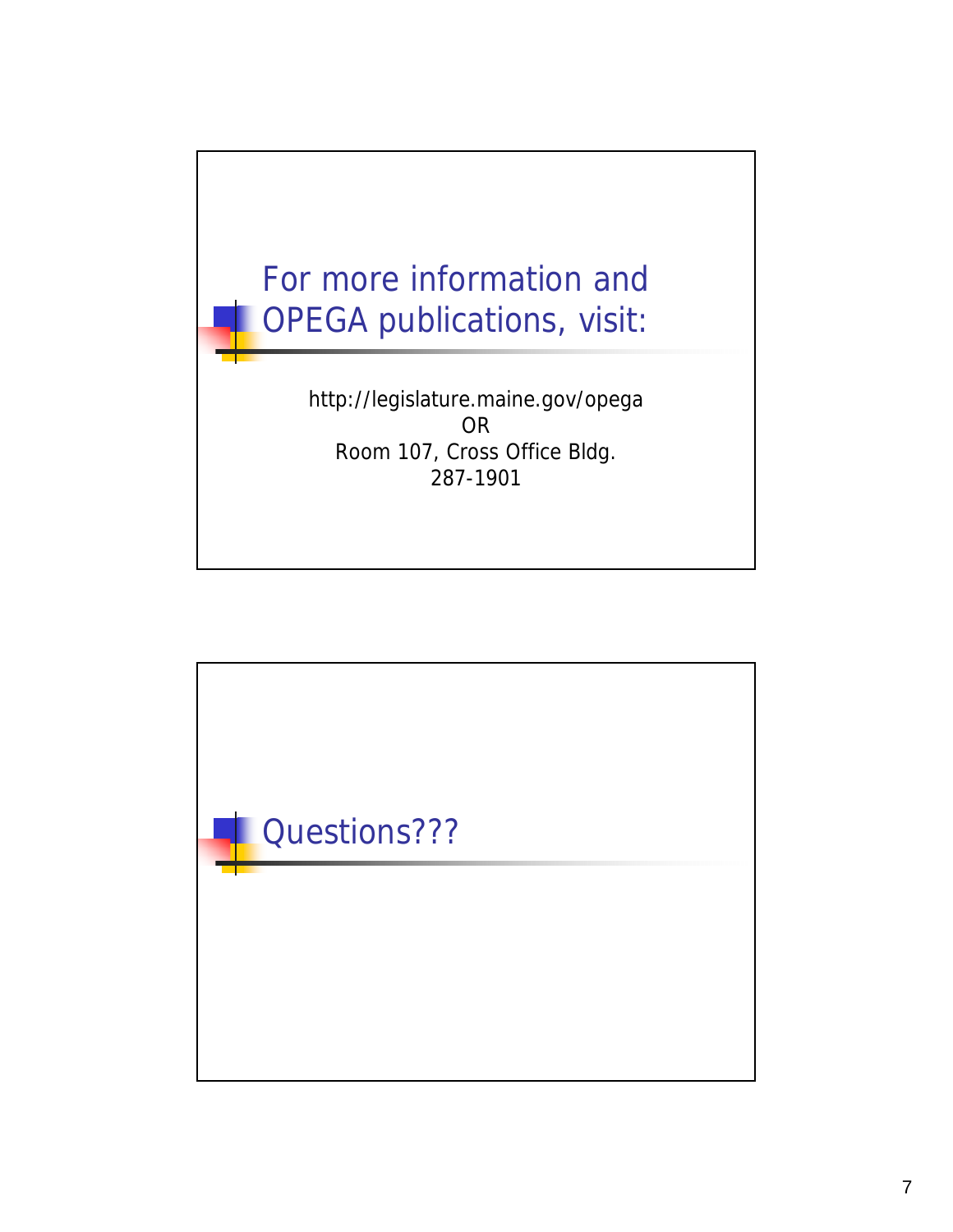## For more information and OPEGA publications, visit:

http://legislature.maine.gov/opega

OR

Room 107, Cross Office Bldg.

287-1901

## Questions???